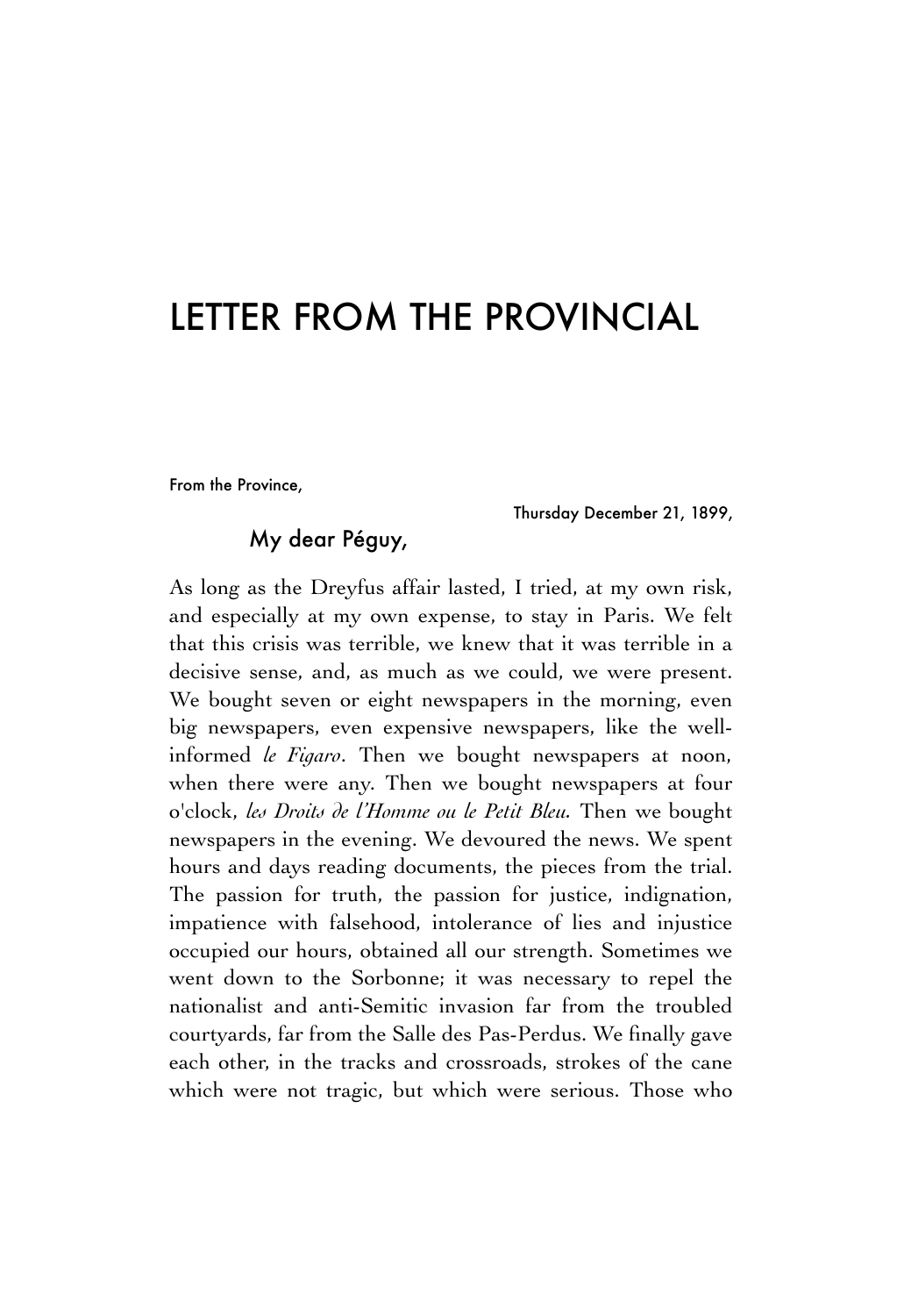# LETTER FROM THE PROVINCIAL

From the Province,

Thursday December 21, 1899,

My dear Péguy,

As long as the Dreyfus affair lasted, I tried, at my own risk, and especially at my own expense, to stay in Paris. We felt that this crisis was terrible, we knew that it was terrible in a decisive sense, and, as much as we could, we were present. We bought seven or eight newspapers in the morning, even big newspapers, even expensive newspapers, like the well-informed *le Figaro*. Then we bought newspapers at noon, when there were any. Then we bought newspapers at four o'clock, *les Droits de l'Homme ou le Petit Bleu.* Then we bought newspapers in the evening. We devoured the news. We spent hours and days reading documents, the pieces from the trial. The passion for truth, the passion for justice, indignation, impatience with falsehood, intolerance of lies and injustice occupied our hours, obtained all our strength. Sometimes we went down to the Sorbonne; it was necessary to repel the nationalist and anti-Semitic invasion far from the troubled courtyards, far from the Salle des Pas-Perdus. We finally gave each other, in the tracks and crossroads, strokes of the cane which were not tragic, but which were serious. Those who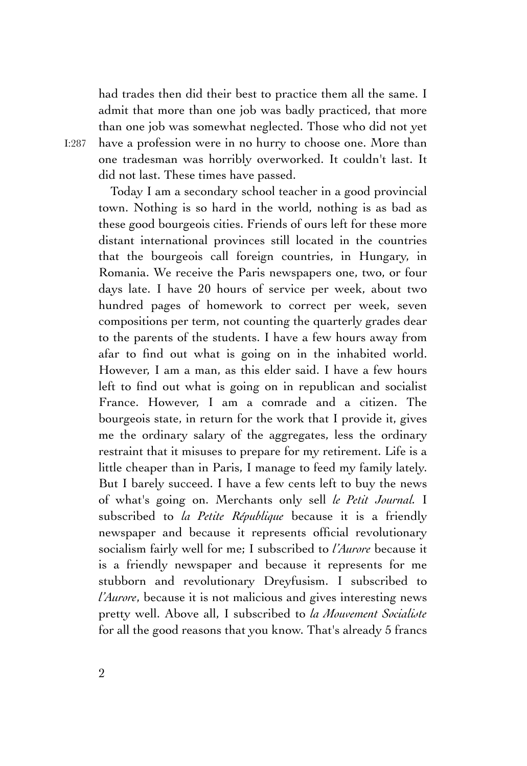had trades then did their best to practice them all the same. I admit that more than one job was badly practiced, that more than one job was somewhat neglected. Those who did not yet have a profession were in no hurry to choose one. More than one tradesman was horribly overworked. It couldn't last. It did not last. These times have passed.

Today I am a secondary school teacher in a good provincial town. Nothing is so hard in the world, nothing is as bad as these good bourgeois cities. Friends of ours left for these more distant international provinces still located in the countries that the bourgeois call foreign countries, in Hungary, in Romania. We receive the Paris newspapers one, two, or four days late. I have 20 hours of service per week, about two hundred pages of homework to correct per week, seven compositions per term, not counting the quarterly grades dear to the parents of the students. I have a few hours away from afar to find out what is going on in the inhabited world. However, I am a man, as this elder said. I have a few hours left to find out what is going on in republican and socialist France. However, I am a comrade and a citizen. The bourgeois state, in return for the work that I provide it, gives me the ordinary salary of the aggregates, less the ordinary restraint that it misuses to prepare for my retirement. Life is a little cheaper than in Paris, I manage to feed my family lately. But I barely succeed. I have a few cents left to buy the news of what's going on. Merchants only sell *le Petit Journal*. I subscribed to *la Petite République* because it is a friendly newspaper and because it represents official revolutionary socialism fairly well for me; I subscribed to *l'Aurore* because it is a friendly newspaper and because it represents for me stubborn and revolutionary Dreyfusism. I subscribed to *l'Aurore*, because it is not malicious and gives interesting news pretty well. Above all, I subscribed to *la Mouvement Socialiste* for all the good reasons that you know. That's already 5 francs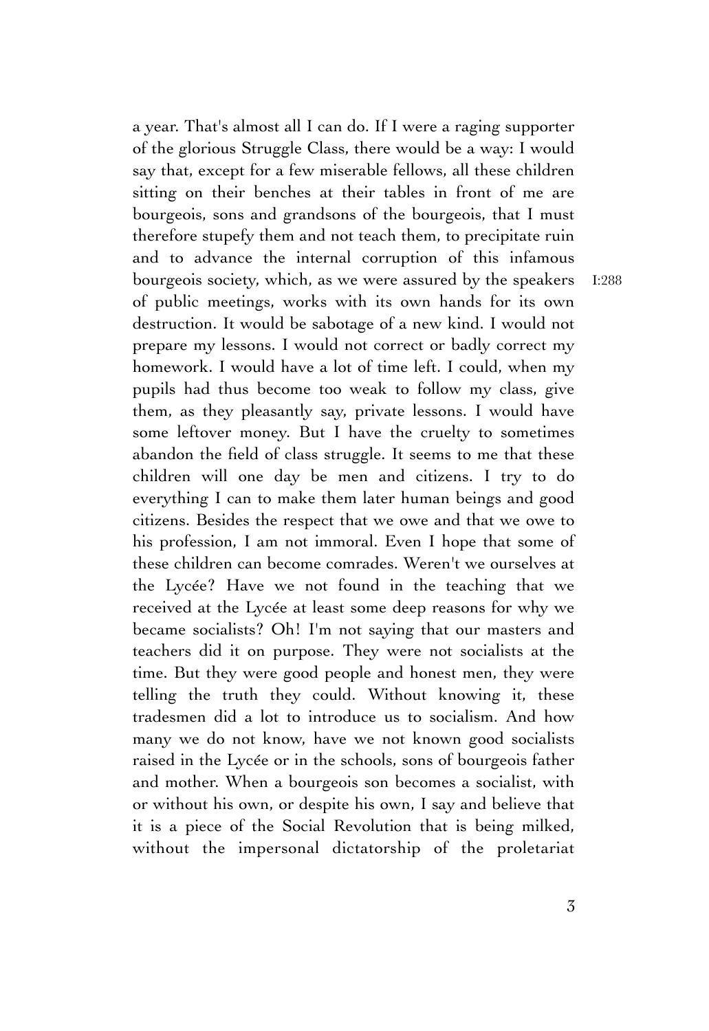a year. That's almost all I can do. If I were a raging supporter of the glorious Struggle Class, there would be a way: I would say that, except for a few miserable fellows, all these children sitting on their benches at their tables in front of me are bourgeois, sons and grandsons of the bourgeois, that I must therefore stupefy them and not teach them, to precipitate ruin and to advance the internal corruption of this infamous bourgeois society, which, as we were assured by the speakers of public meetings, works with its own hands for its own destruction. It would be sabotage of a new kind. I would not prepare my lessons. I would not correct or badly correct my homework. I would have a lot of time left. I could, when my pupils had thus become too weak to follow my class, give them, as they pleasantly say, private lessons. I would have some leftover money. But I have the cruelty to sometimes abandon the field of class struggle. It seems to me that these children will one day be men and citizens. I try to do everything I can to make them later human beings and good citizens. Besides the respect that we owe and that we owe to his profession, I am not immoral. Even I hope that some of these children can become comrades. Weren't we ourselves at the Lycée? Have we not found in the teaching that we received at the Lycée at least some deep reasons for why we became socialists? Oh! I'm not saying that our masters and teachers did it on purpose. They were not socialists at the time. But they were good people and honest men, they were telling the truth they could. Without knowing it, these tradesmen did a lot to introduce us to socialism. And how many we do not know, have we not known good socialists raised in the Lycée or in the schools, sons of bourgeois father and mother. When a bourgeois son becomes a socialist, with or without his own, or despite his own, I say and believe that it is a piece of the Social Revolution that is being milked, without the impersonal dictatorship of the proletariat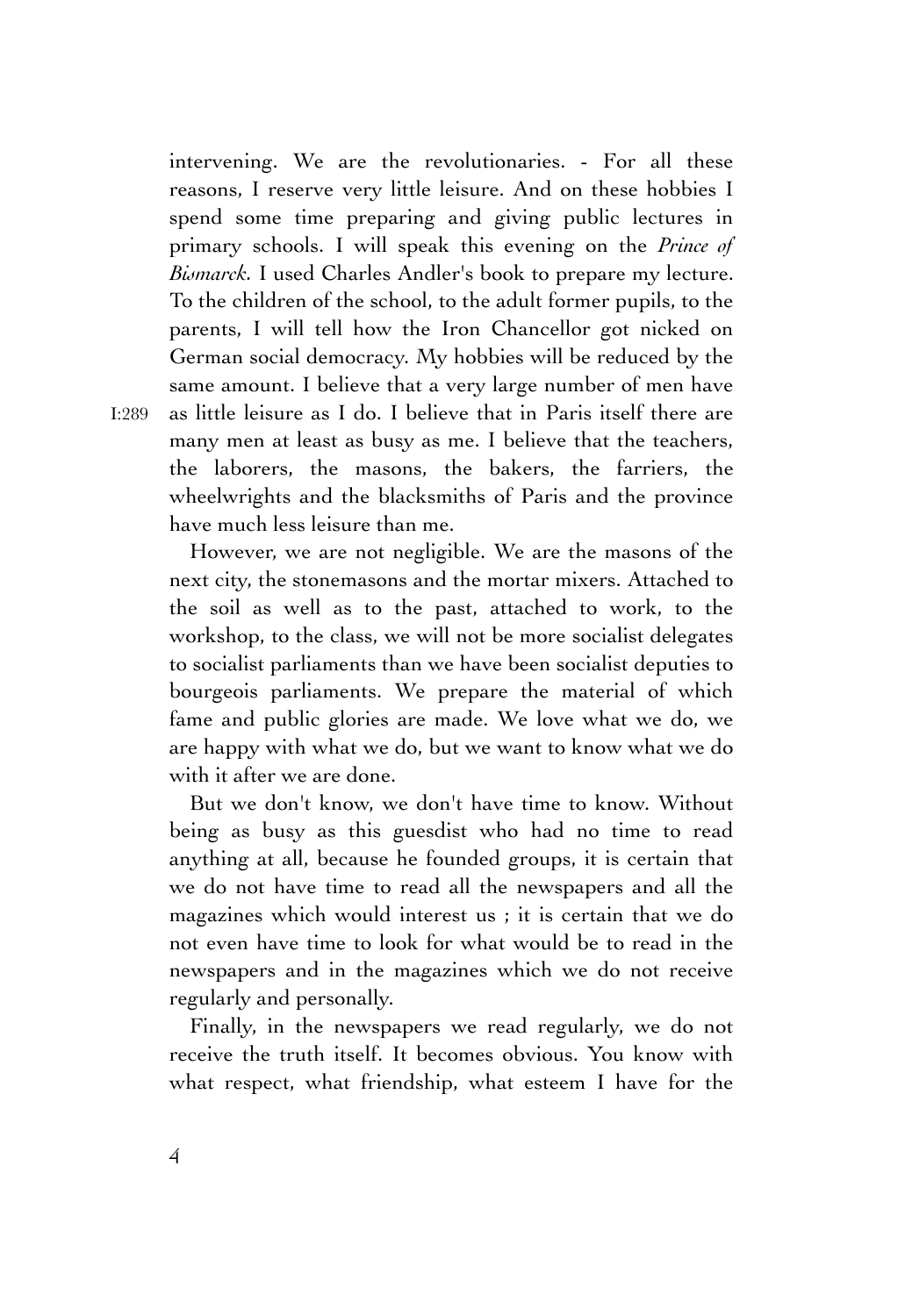intervening. We are the revolutionaries. - For all these reasons, I reserve very little leisure. And on these hobbies I spend some time preparing and giving public lectures in primary schools. I will speak this evening on the *Prince of Bismarck*. I used Charles Andler's book to prepare my lecture. To the children of the school, to the adult former pupils, to the parents, I will tell how the Iron Chancellor got nicked on German social democracy. My hobbies will be reduced by the same amount. I believe that a very large number of men have as little leisure as I do. I believe that in Paris itself there are many men at least as busy as me. I believe that the teachers, the laborers, the masons, the bakers, the farriers, the wheelwrights and the blacksmiths of Paris and the province have much less leisure than me.

However, we are not negligible. We are the masons of the next city, the stonemasons and the mortar mixers. Attached to the soil as well as to the past, attached to work, to the workshop, to the class, we will not be more socialist delegates to socialist parliaments than we have been socialist deputies to bourgeois parliaments. We prepare the material of which fame and public glories are made. We love what we do, we are happy with what we do, but we want to know what we do with it after we are done.

But we don't know, we don't have time to know. Without being as busy as this guesdist who had no time to read anything at all, because he founded groups, it is certain that we do not have time to read all the newspapers and all the magazines which would interest us ; it is certain that we do not even have time to look for what would be to read in the newspapers and in the magazines which we do not receive regularly and personally.

Finally, in the newspapers we read regularly, we do not receive the truth itself. It becomes obvious. You know with what respect, what friendship, what esteem I have for the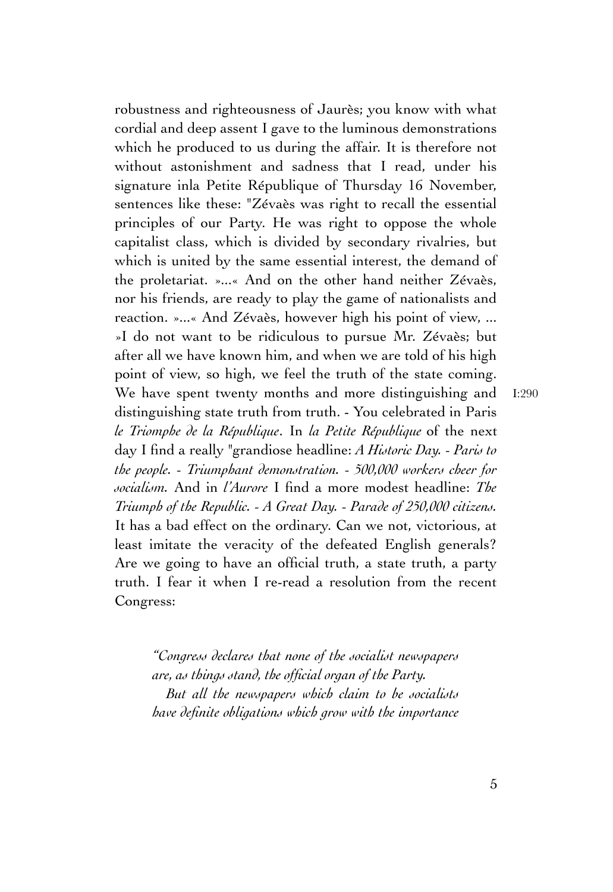robustness and righteousness of Jaurès; you know with what cordial and deep assent I gave to the luminous demonstrations which he produced to us during the affair. It is therefore not without astonishment and sadness that I read, under his signature inla Petite République of Thursday 16 November, sentences like these: "Zévaès was right to recall the essential principles of our Party. He was right to oppose the whole capitalist class, which is divided by secondary rivalries, but which is united by the same essential interest, the demand of the proletariat. »...« And on the other hand neither Zévaès, nor his friends, are ready to play the game of nationalists and reaction. »...« And Zévaès, however high his point of view, ... »I do not want to be ridiculous to pursue Mr. Zévaès; but after all we have known him, and when we are told of his high point of view, so high, we feel the truth of the state coming. We have spent twenty months and more distinguishing and distinguishing state truth from truth. - You celebrated in Paris *le Triomphe de la République*. In *la Petite République* of the next day I find a really "grandiose headline: *A Historic Day. - Paris to the people. - Triumphant demonstration. - 500,000 workers cheer for socialism.* And in *l'Aurore* I find a more modest headline: *The Triumph of the Republic. - A Great Day. - Parade of 250,000 citizens.* It has a bad effect on the ordinary. Can we not, victorious, at least imitate the veracity of the defeated English generals? Are we going to have an official truth, a state truth, a party truth. I fear it when I re-read a resolution from the recent Congress:

I:290

> *"Congress declares that none of the socialist newspapers are, as things stand, the official organ of the Party.*
>
> *But all the newspapers which claim to be socialists have definite obligations which grow with the importance*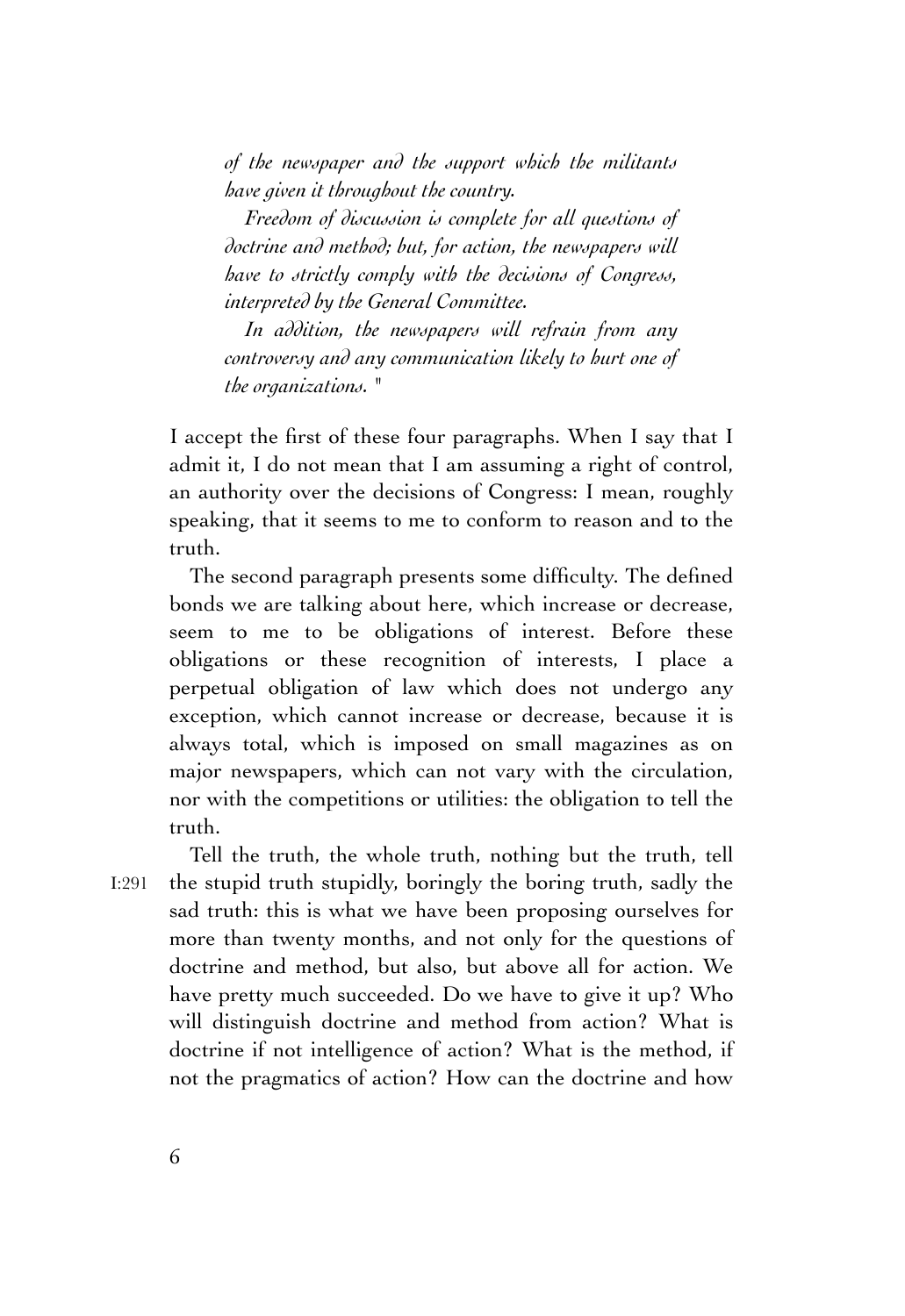*of the newspaper and the support which the militants have given it throughout the country.*

*Freedom of discussion is complete for all questions of doctrine and method; but, for action, the newspapers will have to strictly comply with the decisions of Congress, interpreted by the General Committee.*

*In addition, the newspapers will refrain from any controversy and any communication likely to hurt one of the organizations.* "

I accept the first of these four paragraphs. When I say that I admit it, I do not mean that I am assuming a right of control, an authority over the decisions of Congress: I mean, roughly speaking, that it seems to me to conform to reason and to the truth.

The second paragraph presents some difficulty. The defined bonds we are talking about here, which increase or decrease, seem to me to be obligations of interest. Before these obligations or these recognition of interests, I place a perpetual obligation of law which does not undergo any exception, which cannot increase or decrease, because it is always total, which is imposed on small magazines as on major newspapers, which can not vary with the circulation, nor with the competitions or utilities: the obligation to tell the truth.

Tell the truth, the whole truth, nothing but the truth, tell the stupid truth stupidly, boringly the boring truth, sadly the sad truth: this is what we have been proposing ourselves for more than twenty months, and not only for the questions of doctrine and method, but also, but above all for action. We have pretty much succeeded. Do we have to give it up? Who will distinguish doctrine and method from action? What is doctrine if not intelligence of action? What is the method, if not the pragmatics of action? How can the doctrine and how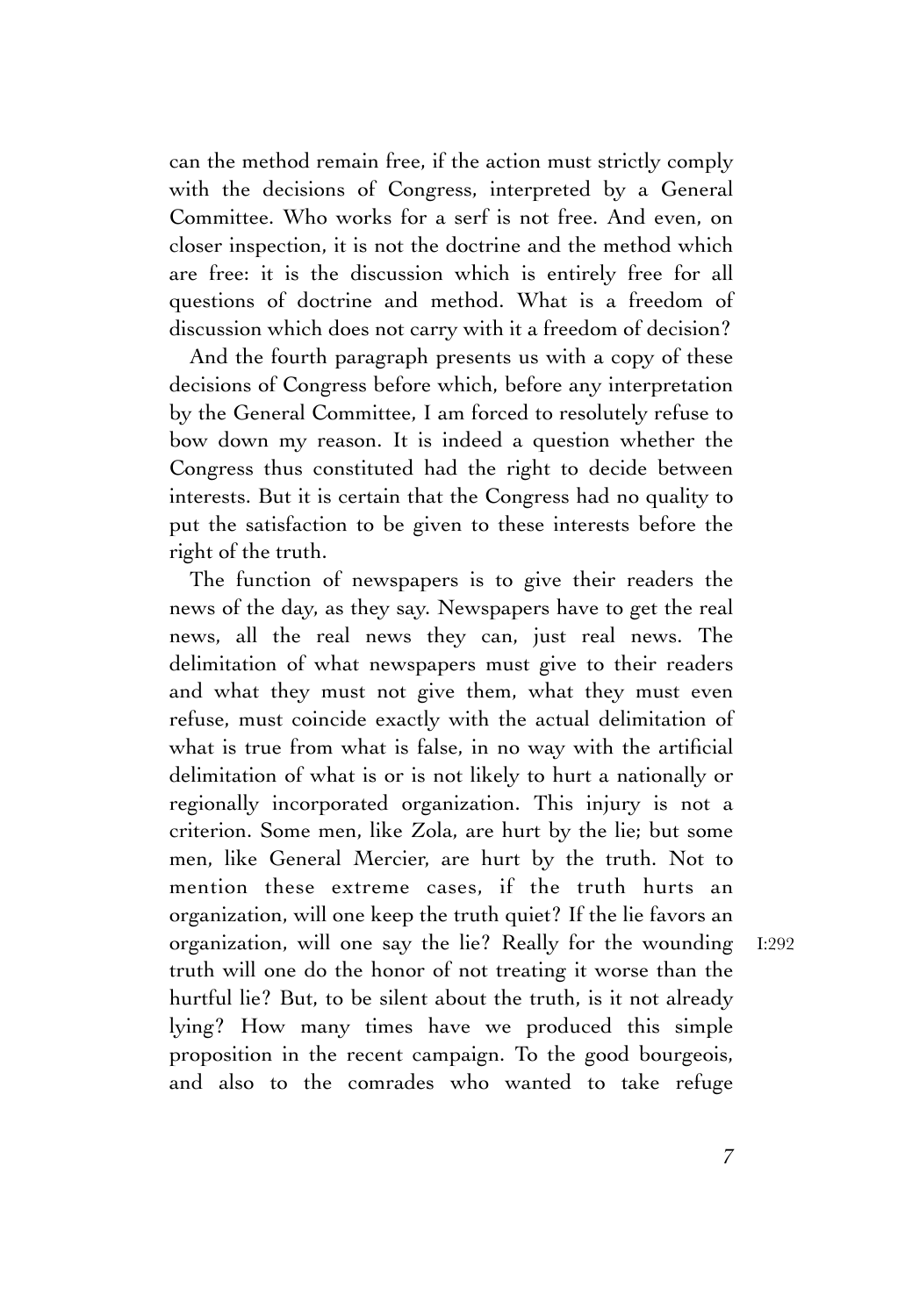can the method remain free, if the action must strictly comply with the decisions of Congress, interpreted by a General Committee. Who works for a serf is not free. And even, on closer inspection, it is not the doctrine and the method which are free: it is the discussion which is entirely free for all questions of doctrine and method. What is a freedom of discussion which does not carry with it a freedom of decision?

And the fourth paragraph presents us with a copy of these decisions of Congress before which, before any interpretation by the General Committee, I am forced to resolutely refuse to bow down my reason. It is indeed a question whether the Congress thus constituted had the right to decide between interests. But it is certain that the Congress had no quality to put the satisfaction to be given to these interests before the right of the truth.

The function of newspapers is to give their readers the news of the day, as they say. Newspapers have to get the real news, all the real news they can, just real news. The delimitation of what newspapers must give to their readers and what they must not give them, what they must even refuse, must coincide exactly with the actual delimitation of what is true from what is false, in no way with the artificial delimitation of what is or is not likely to hurt a nationally or regionally incorporated organization. This injury is not a criterion. Some men, like Zola, are hurt by the lie; but some men, like General Mercier, are hurt by the truth. Not to mention these extreme cases, if the truth hurts an organization, will one keep the truth quiet? If the lie favors an organization, will one say the lie? Really for the wounding I:292 truth will one do the honor of not treating it worse than the hurtful lie? But, to be silent about the truth, is it not already lying? How many times have we produced this simple proposition in the recent campaign. To the good bourgeois, and also to the comrades who wanted to take refuge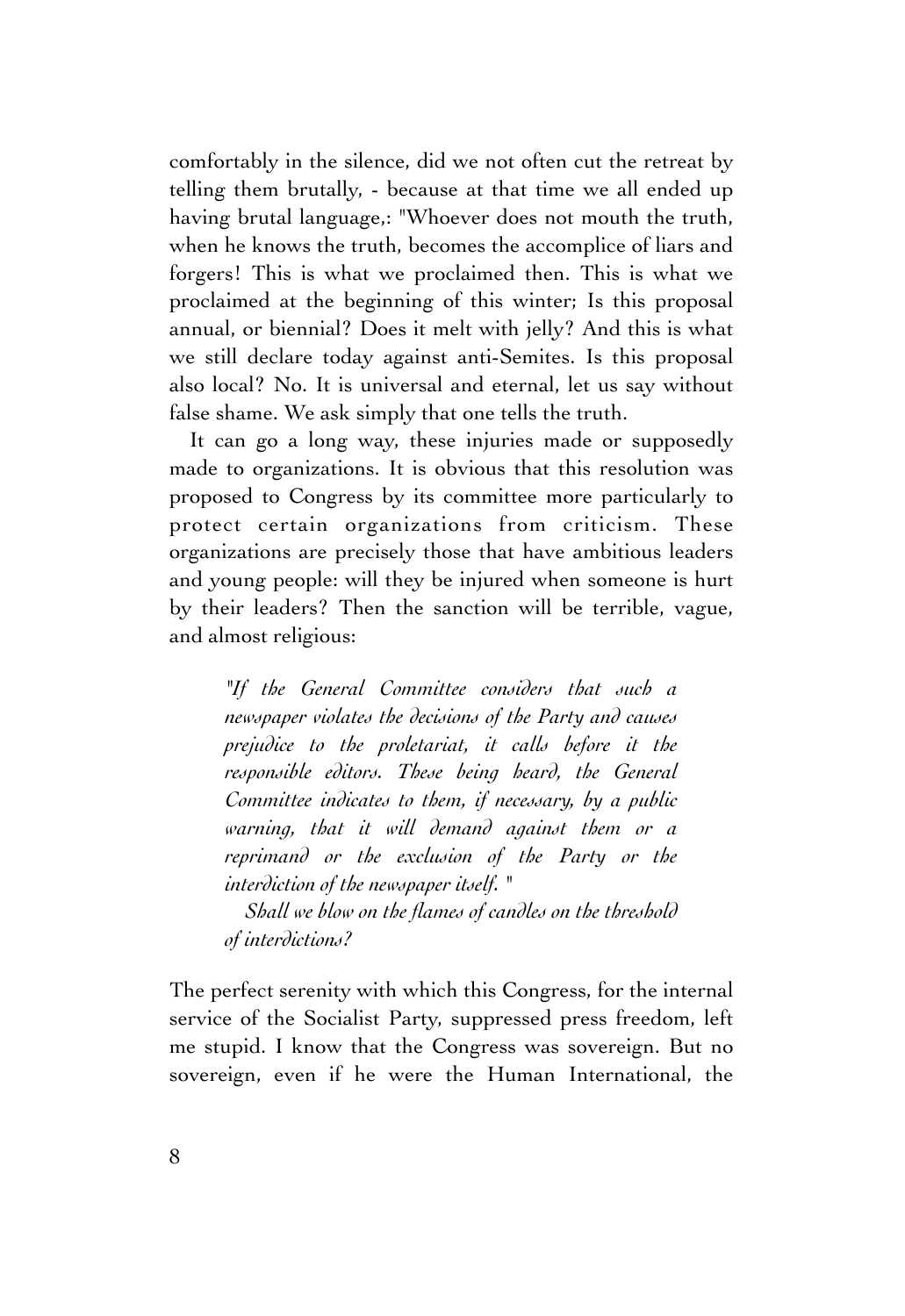comfortably in the silence, did we not often cut the retreat by telling them brutally, - because at that time we all ended up having brutal language,: "Whoever does not mouth the truth, when he knows the truth, becomes the accomplice of liars and forgers! This is what we proclaimed then. This is what we proclaimed at the beginning of this winter; Is this proposal annual, or biennial? Does it melt with jelly? And this is what we still declare today against anti-Semites. Is this proposal also local? No. It is universal and eternal, let us say without false shame. We ask simply that one tells the truth.

It can go a long way, these injuries made or supposedly made to organizations. It is obvious that this resolution was proposed to Congress by its committee more particularly to protect certain organizations from criticism. These organizations are precisely those that have ambitious leaders and young people: will they be injured when someone is hurt by their leaders? Then the sanction will be terrible, vague, and almost religious:

> *"If the General Committee considers that such a newspaper violates the decisions of the Party and causes prejudice to the proletariat, it calls before it the responsible editors. These being heard, the General Committee indicates to them, if necessary, by a public warning, that it will demand against them or a reprimand or the exclusion of the Party or the interdiction of the newspaper itself. "*
>
> *Shall we blow on the flames of candles on the threshold of interdictions?*

The perfect serenity with which this Congress, for the internal service of the Socialist Party, suppressed press freedom, left me stupid. I know that the Congress was sovereign. But no sovereign, even if he were the Human International, the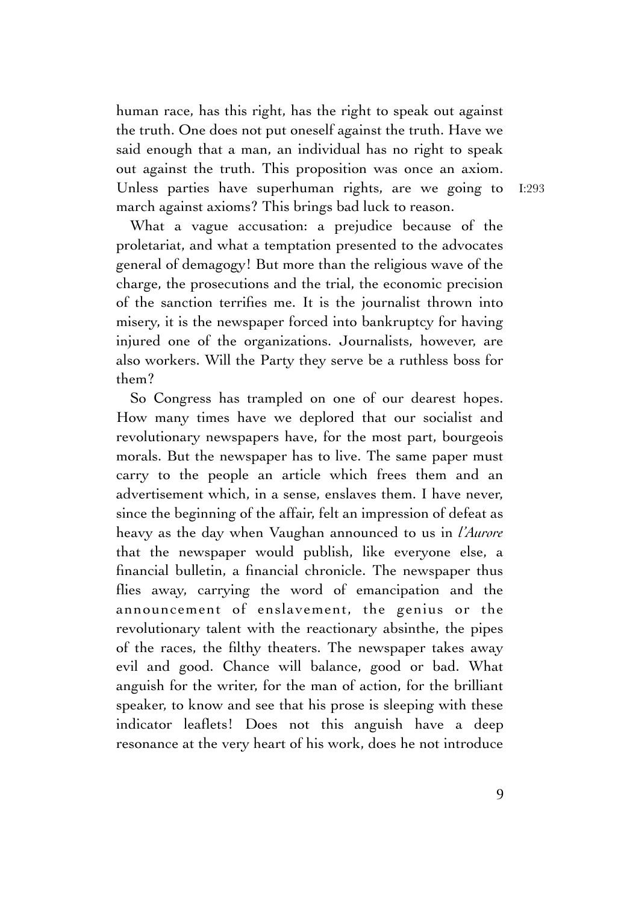human race, has this right, has the right to speak out against the truth. One does not put oneself against the truth. Have we said enough that a man, an individual has no right to speak out against the truth. This proposition was once an axiom. Unless parties have superhuman rights, are we going to march against axioms? This brings bad luck to reason. I:293

What a vague accusation: a prejudice because of the proletariat, and what a temptation presented to the advocates general of demagogy! But more than the religious wave of the charge, the prosecutions and the trial, the economic precision of the sanction terrifies me. It is the journalist thrown into misery, it is the newspaper forced into bankruptcy for having injured one of the organizations. Journalists, however, are also workers. Will the Party they serve be a ruthless boss for them?

So Congress has trampled on one of our dearest hopes. How many times have we deplored that our socialist and revolutionary newspapers have, for the most part, bourgeois morals. But the newspaper has to live. The same paper must carry to the people an article which frees them and an advertisement which, in a sense, enslaves them. I have never, since the beginning of the affair, felt an impression of defeat as heavy as the day when Vaughan announced to us in *l'Aurore* that the newspaper would publish, like everyone else, a financial bulletin, a financial chronicle. The newspaper thus flies away, carrying the word of emancipation and the announcement of enslavement, the genius or the revolutionary talent with the reactionary absinthe, the pipes of the races, the filthy theaters. The newspaper takes away evil and good. Chance will balance, good or bad. What anguish for the writer, for the man of action, for the brilliant speaker, to know and see that his prose is sleeping with these indicator leaflets! Does not this anguish have a deep resonance at the very heart of his work, does he not introduce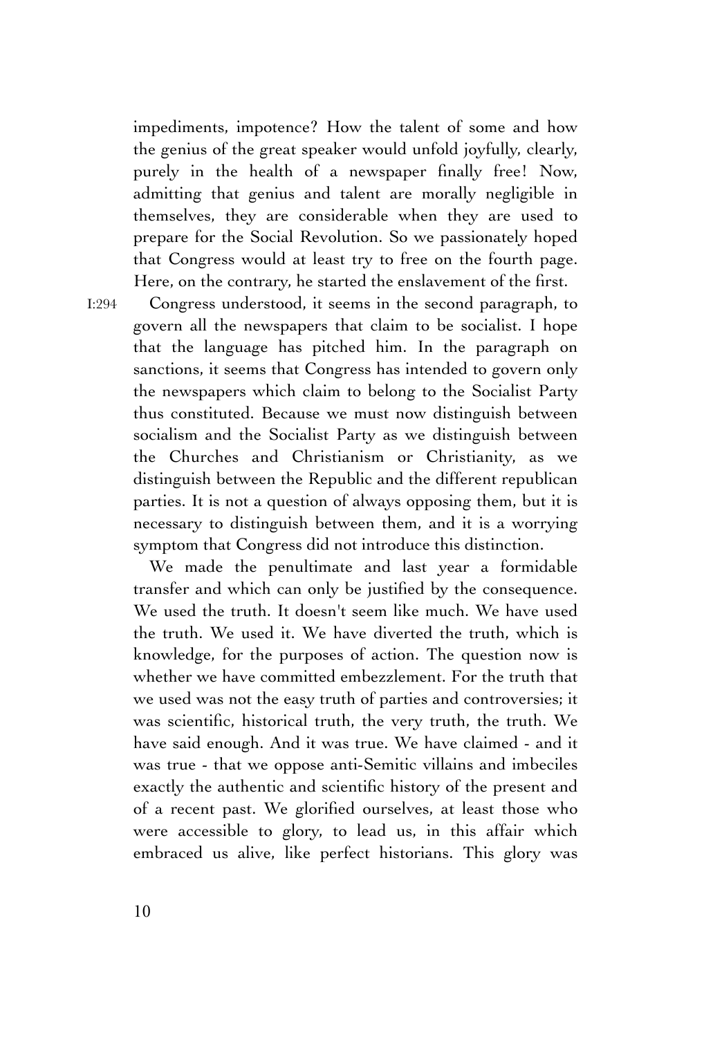impediments, impotence? How the talent of some and how the genius of the great speaker would unfold joyfully, clearly, purely in the health of a newspaper finally free! Now, admitting that genius and talent are morally negligible in themselves, they are considerable when they are used to prepare for the Social Revolution. So we passionately hoped that Congress would at least try to free on the fourth page. Here, on the contrary, he started the enslavement of the first.

I:294 Congress understood, it seems in the second paragraph, to govern all the newspapers that claim to be socialist. I hope that the language has pitched him. In the paragraph on sanctions, it seems that Congress has intended to govern only the newspapers which claim to belong to the Socialist Party thus constituted. Because we must now distinguish between socialism and the Socialist Party as we distinguish between the Churches and Christianism or Christianity, as we distinguish between the Republic and the different republican parties. It is not a question of always opposing them, but it is necessary to distinguish between them, and it is a worrying symptom that Congress did not introduce this distinction.

We made the penultimate and last year a formidable transfer and which can only be justified by the consequence. We used the truth. It doesn't seem like much. We have used the truth. We used it. We have diverted the truth, which is knowledge, for the purposes of action. The question now is whether we have committed embezzlement. For the truth that we used was not the easy truth of parties and controversies; it was scientific, historical truth, the very truth, the truth. We have said enough. And it was true. We have claimed - and it was true - that we oppose anti-Semitic villains and imbeciles exactly the authentic and scientific history of the present and of a recent past. We glorified ourselves, at least those who were accessible to glory, to lead us, in this affair which embraced us alive, like perfect historians. This glory was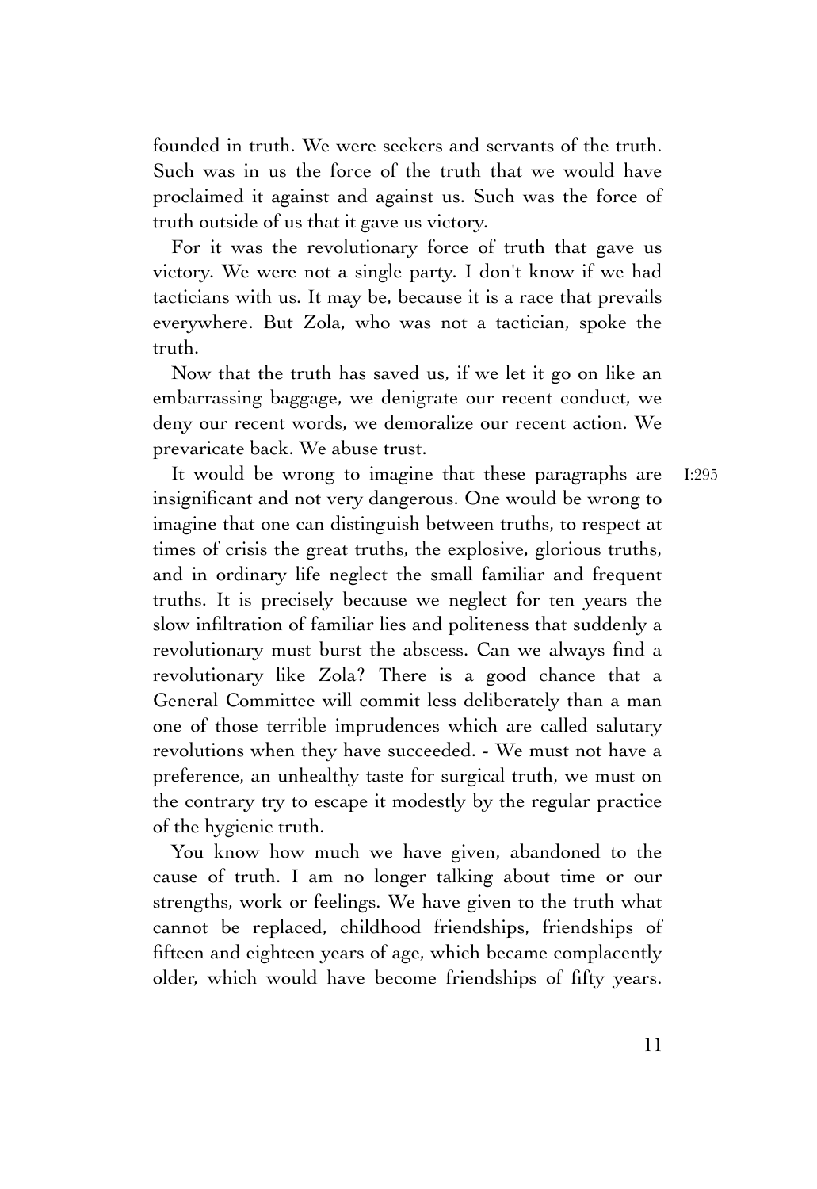founded in truth. We were seekers and servants of the truth. Such was in us the force of the truth that we would have proclaimed it against and against us. Such was the force of truth outside of us that it gave us victory.

For it was the revolutionary force of truth that gave us victory. We were not a single party. I don't know if we had tacticians with us. It may be, because it is a race that prevails everywhere. But Zola, who was not a tactician, spoke the truth.

Now that the truth has saved us, if we let it go on like an embarrassing baggage, we denigrate our recent conduct, we deny our recent words, we demoralize our recent action. We prevaricate back. We abuse trust.

I:295

It would be wrong to imagine that these paragraphs are insignificant and not very dangerous. One would be wrong to imagine that one can distinguish between truths, to respect at times of crisis the great truths, the explosive, glorious truths, and in ordinary life neglect the small familiar and frequent truths. It is precisely because we neglect for ten years the slow infiltration of familiar lies and politeness that suddenly a revolutionary must burst the abscess. Can we always find a revolutionary like Zola? There is a good chance that a General Committee will commit less deliberately than a man one of those terrible imprudences which are called salutary revolutions when they have succeeded. - We must not have a preference, an unhealthy taste for surgical truth, we must on the contrary try to escape it modestly by the regular practice of the hygienic truth.

You know how much we have given, abandoned to the cause of truth. I am no longer talking about time or our strengths, work or feelings. We have given to the truth what cannot be replaced, childhood friendships, friendships of fifteen and eighteen years of age, which became complacently older, which would have become friendships of fifty years.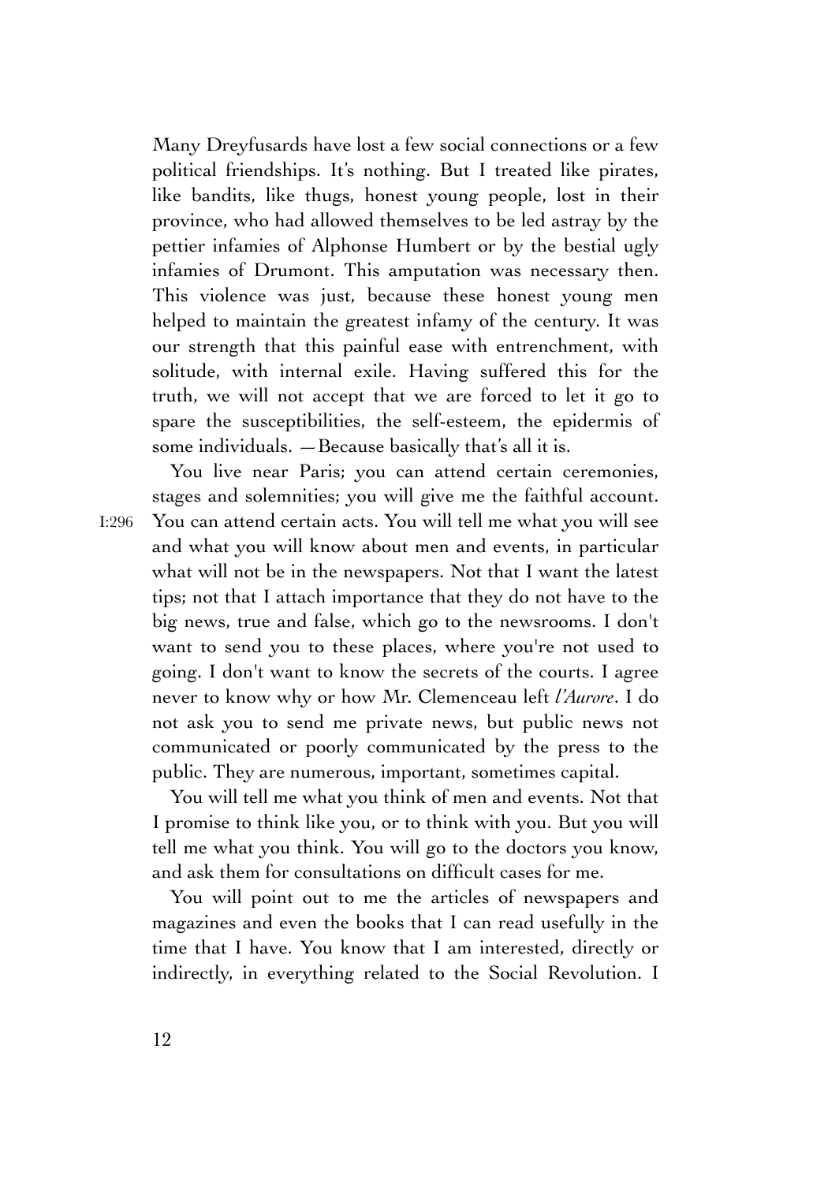Many Dreyfusards have lost a few social connections or a few political friendships. It's nothing. But I treated like pirates, like bandits, like thugs, honest young people, lost in their province, who had allowed themselves to be led astray by the pettier infamies of Alphonse Humbert or by the bestial ugly infamies of Drumont. This amputation was necessary then. This violence was just, because these honest young men helped to maintain the greatest infamy of the century. It was our strength that this painful ease with entrenchment, with solitude, with internal exile. Having suffered this for the truth, we will not accept that we are forced to let it go to spare the susceptibilities, the self-esteem, the epidermis of some individuals. —Because basically that's all it is.

You live near Paris; you can attend certain ceremonies, stages and solemnities; you will give me the faithful account. I:296 You can attend certain acts. You will tell me what you will see and what you will know about men and events, in particular what will not be in the newspapers. Not that I want the latest tips; not that I attach importance that they do not have to the big news, true and false, which go to the newsrooms. I don't want to send you to these places, where you're not used to going. I don't want to know the secrets of the courts. I agree never to know why or how Mr. Clemenceau left *l'Aurore*. I do not ask you to send me private news, but public news not communicated or poorly communicated by the press to the public. They are numerous, important, sometimes capital.

You will tell me what you think of men and events. Not that I promise to think like you, or to think with you. But you will tell me what you think. You will go to the doctors you know, and ask them for consultations on difficult cases for me.

You will point out to me the articles of newspapers and magazines and even the books that I can read usefully in the time that I have. You know that I am interested, directly or indirectly, in everything related to the Social Revolution. I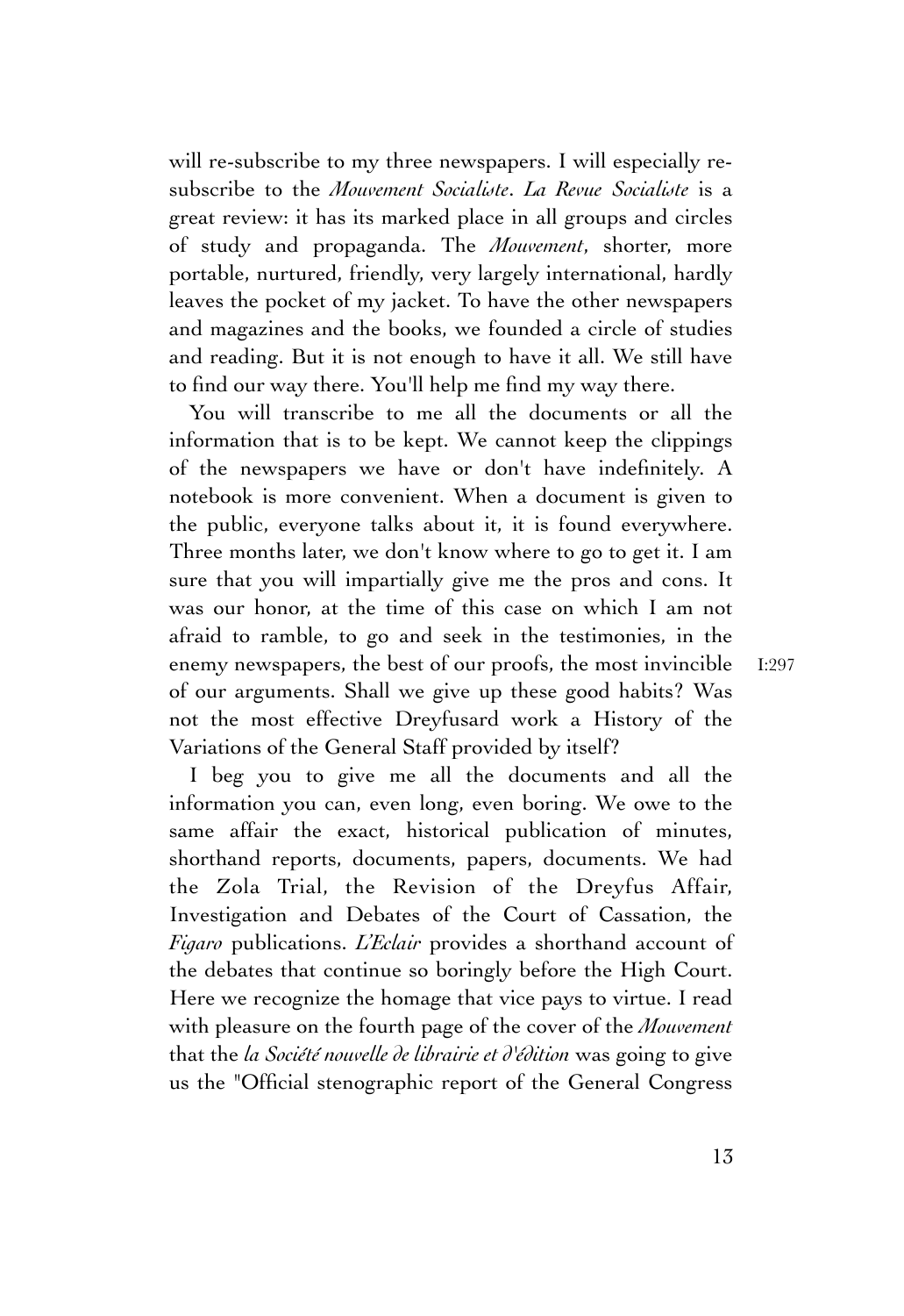will re-subscribe to my three newspapers. I will especially re-subscribe to the *Mouvement Socialiste*. *La Revue Socialiste* is a great review: it has its marked place in all groups and circles of study and propaganda. The *Mouvement*, shorter, more portable, nurtured, friendly, very largely international, hardly leaves the pocket of my jacket. To have the other newspapers and magazines and the books, we founded a circle of studies and reading. But it is not enough to have it all. We still have to find our way there. You'll help me find my way there.

You will transcribe to me all the documents or all the information that is to be kept. We cannot keep the clippings of the newspapers we have or don't have indefinitely. A notebook is more convenient. When a document is given to the public, everyone talks about it, it is found everywhere. Three months later, we don't know where to go to get it. I am sure that you will impartially give me the pros and cons. It was our honor, at the time of this case on which I am not afraid to ramble, to go and seek in the testimonies, in the enemy newspapers, the best of our proofs, the most invincible of our arguments. Shall we give up these good habits? Was not the most effective Dreyfusard work a History of the Variations of the General Staff provided by itself?

I:297

I beg you to give me all the documents and all the information you can, even long, even boring. We owe to the same affair the exact, historical publication of minutes, shorthand reports, documents, papers, documents. We had the Zola Trial, the Revision of the Dreyfus Affair, Investigation and Debates of the Court of Cassation, the *Figaro* publications. *L'Eclair* provides a shorthand account of the debates that continue so boringly before the High Court. Here we recognize the homage that vice pays to virtue. I read with pleasure on the fourth page of the cover of the *Mouvement* that the *la Société nouvelle de librairie et d'édition* was going to give us the "Official stenographic report of the General Congress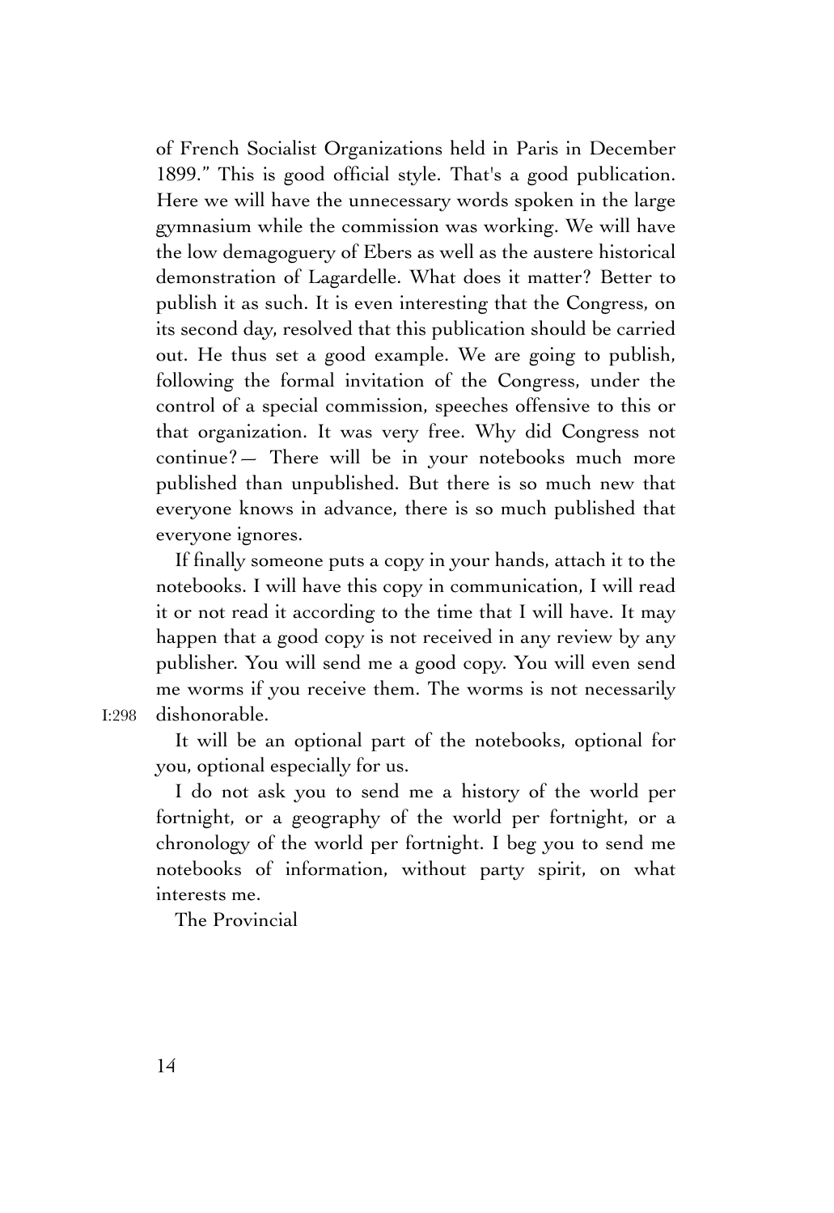of French Socialist Organizations held in Paris in December 1899." This is good official style. That's a good publication. Here we will have the unnecessary words spoken in the large gymnasium while the commission was working. We will have the low demagoguery of Ebers as well as the austere historical demonstration of Lagardelle. What does it matter? Better to publish it as such. It is even interesting that the Congress, on its second day, resolved that this publication should be carried out. He thus set a good example. We are going to publish, following the formal invitation of the Congress, under the control of a special commission, speeches offensive to this or that organization. It was very free. Why did Congress not continue? — There will be in your notebooks much more published than unpublished. But there is so much new that everyone knows in advance, there is so much published that everyone ignores.

If finally someone puts a copy in your hands, attach it to the notebooks. I will have this copy in communication, I will read it or not read it according to the time that I will have. It may happen that a good copy is not received in any review by any publisher. You will send me a good copy. You will even send me worms if you receive them. The worms is not necessarily dishonorable.

It will be an optional part of the notebooks, optional for you, optional especially for us.

I do not ask you to send me a history of the world per fortnight, or a geography of the world per fortnight, or a chronology of the world per fortnight. I beg you to send me notebooks of information, without party spirit, on what interests me.

The Provincial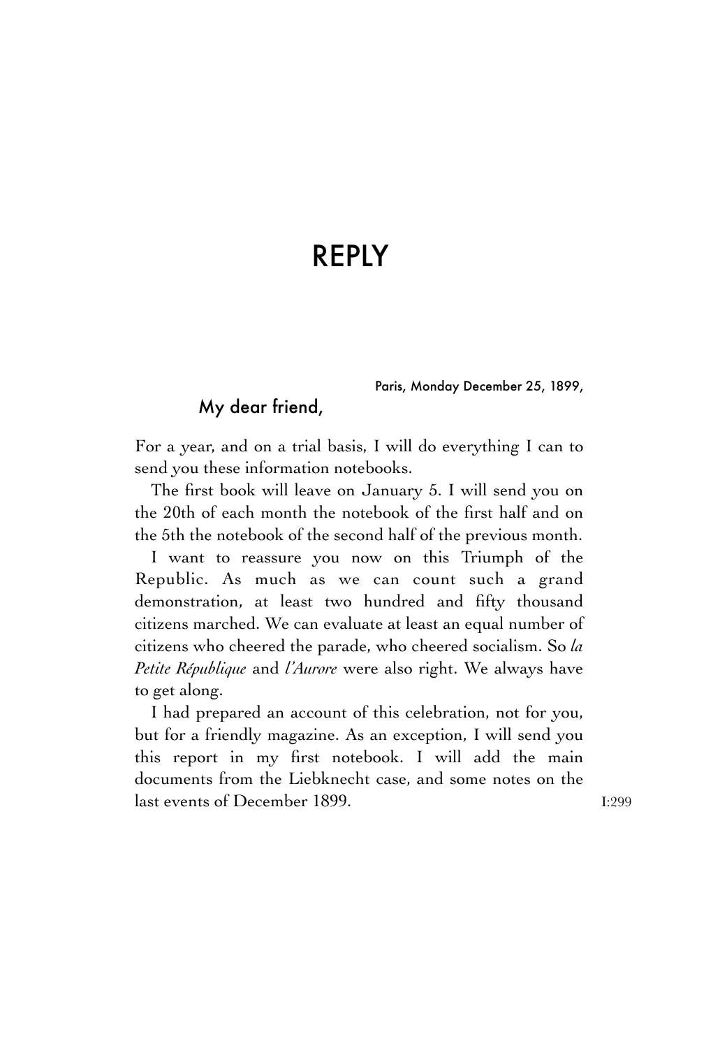# REPLY

Paris, Monday December 25, 1899,

My dear friend,

For a year, and on a trial basis, I will do everything I can to send you these information notebooks.

The first book will leave on January 5. I will send you on the 20th of each month the notebook of the first half and on the 5th the notebook of the second half of the previous month.

I want to reassure you now on this Triumph of the Republic. As much as we can count such a grand demonstration, at least two hundred and fifty thousand citizens marched. We can evaluate at least an equal number of citizens who cheered the parade, who cheered socialism. So *la Petite République* and *l'Aurore* were also right. We always have to get along.

I had prepared an account of this celebration, not for you, but for a friendly magazine. As an exception, I will send you this report in my first notebook. I will add the main documents from the Liebknecht case, and some notes on the last events of December 1899. I:299